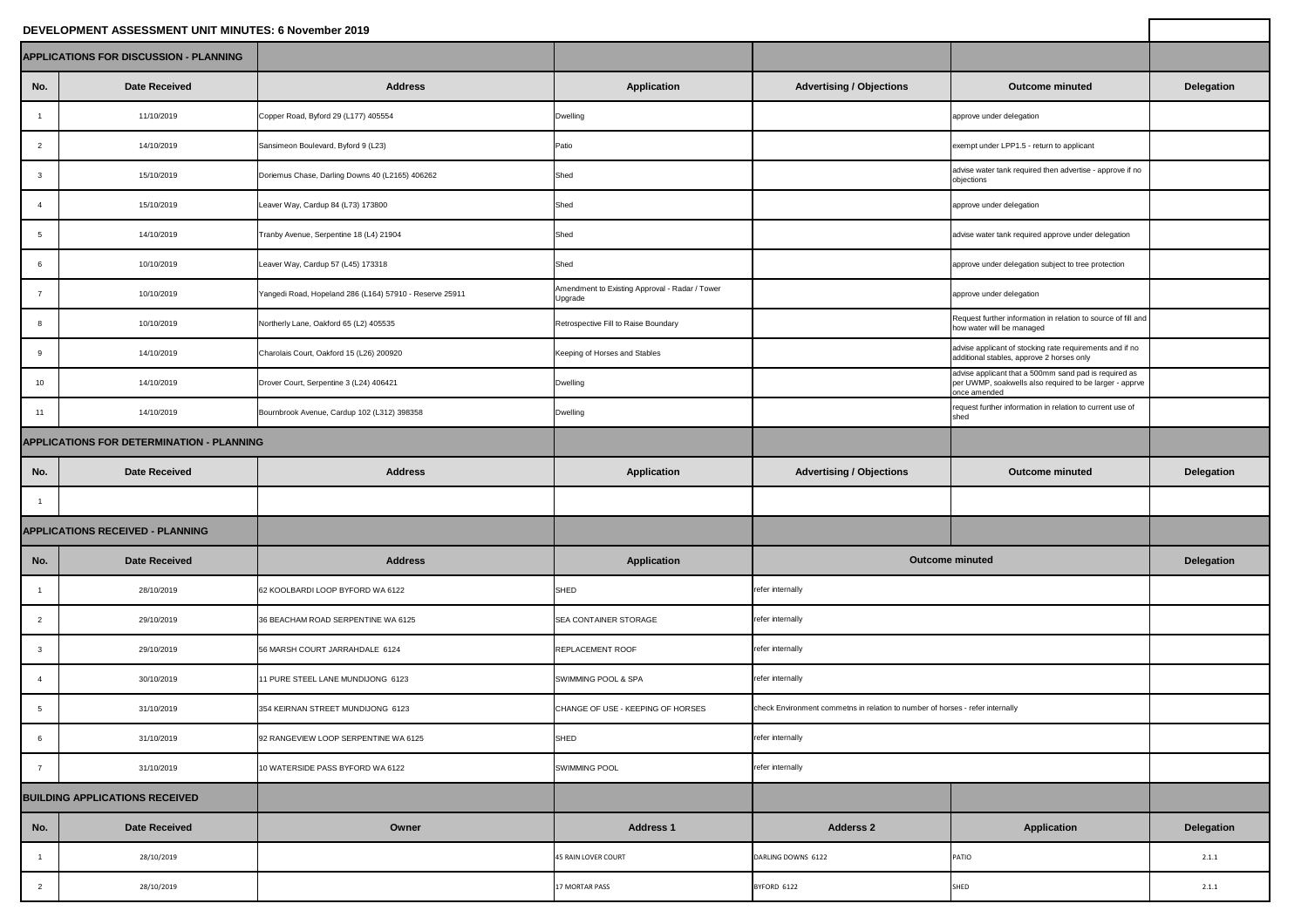# DEVELOPMENT ASSESSMENT UNIT MINUTES: 6 November 2019

## APPLICATIONS FOR DISCUSSION - PLANNING

| No. | Date Received | Address | Application | Advertising / Objections | Outcome minuted | Delegation |
|---|---|---|---|---|---|---|
| 1 | 11/10/2019 | Copper Road, Byford 29 (L177) 405554 | Dwelling | | approve under delegation | |
| 2 | 14/10/2019 | Sansimeon Boulevard, Byford 9 (L23) | Patio | | exempt under LPP1.5 - return to applicant | |
| 3 | 15/10/2019 | Doriemus Chase, Darling Downs 40 (L2165) 406262 | Shed | | advise water tank required then advertise - approve if no objections | |
| 4 | 15/10/2019 | Leaver Way, Cardup 84 (L73) 173800 | Shed | | approve under delegation | |
| 5 | 14/10/2019 | Tranby Avenue, Serpentine 18 (L4) 21904 | Shed | | advise water tank required approve under delegation | |
| 6 | 10/10/2019 | Leaver Way, Cardup 57 (L45) 173318 | Shed | | approve under delegation subject to tree protection | |
| 7 | 10/10/2019 | Yangedi Road, Hopeland 286 (L164) 57910 - Reserve 25911 | Amendment to Existing Approval - Radar / Tower Upgrade | | approve under delegation | |
| 8 | 10/10/2019 | Northerly Lane, Oakford 65 (L2) 405535 | Retrospective Fill to Raise Boundary | | Request further information in relation to source of fill and how water will be managed | |
| 9 | 14/10/2019 | Charolais Court, Oakford 15 (L26) 200920 | Keeping of Horses and Stables | | advise applicant of stocking rate requirements and if no additional stables, approve 2 horses only | |
| 10 | 14/10/2019 | Drover Court, Serpentine 3 (L24) 406421 | Dwelling | | advise applicant that a 500mm sand pad is required as per UWMP, soakwells also required to be larger - apprve once amended | |
| 11 | 14/10/2019 | Bournbrook Avenue, Cardup 102 (L312) 398358 | Dwelling | | request further information in relation to current use of shed | |

## APPLICATIONS FOR DETERMINATION - PLANNING

| No. | Date Received | Address | Application | Advertising / Objections | Outcome minuted | Delegation |
|---|---|---|---|---|---|---|
| 1 | | | | | | |

## APPLICATIONS RECEIVED - PLANNING

| No. | Date Received | Address | Application | Outcome minuted | Delegation |
|---|---|---|---|---|---|
| 1 | 28/10/2019 | 62 KOOLBARDI LOOP BYFORD WA 6122 | SHED | refer internally | |
| 2 | 29/10/2019 | 36 BEACHAM ROAD SERPENTINE WA 6125 | SEA CONTAINER STORAGE | refer internally | |
| 3 | 29/10/2019 | 56 MARSH COURT JARRAHDALE 6124 | REPLACEMENT ROOF | refer internally | |
| 4 | 30/10/2019 | 11 PURE STEEL LANE MUNDIJONG 6123 | SWIMMING POOL & SPA | refer internally | |
| 5 | 31/10/2019 | 354 KEIRNAN STREET MUNDIJONG 6123 | CHANGE OF USE - KEEPING OF HORSES | check Environment commetns in relation to number of horses - refer internally | |
| 6 | 31/10/2019 | 92 RANGEVIEW LOOP SERPENTINE WA 6125 | SHED | refer internally | |
| 7 | 31/10/2019 | 10 WATERSIDE PASS BYFORD WA 6122 | SWIMMING POOL | refer internally | |

## BUILDING APPLICATIONS RECEIVED

| No. | Date Received | Owner | Address 1 | Adderss 2 | Application | Delegation |
|---|---|---|---|---|---|---|
| 1 | 28/10/2019 | | 45 RAIN LOVER COURT | DARLING DOWNS 6122 | PATIO | 2.1.1 |
| 2 | 28/10/2019 | | 17 MORTAR PASS | BYFORD 6122 | SHED | 2.1.1 |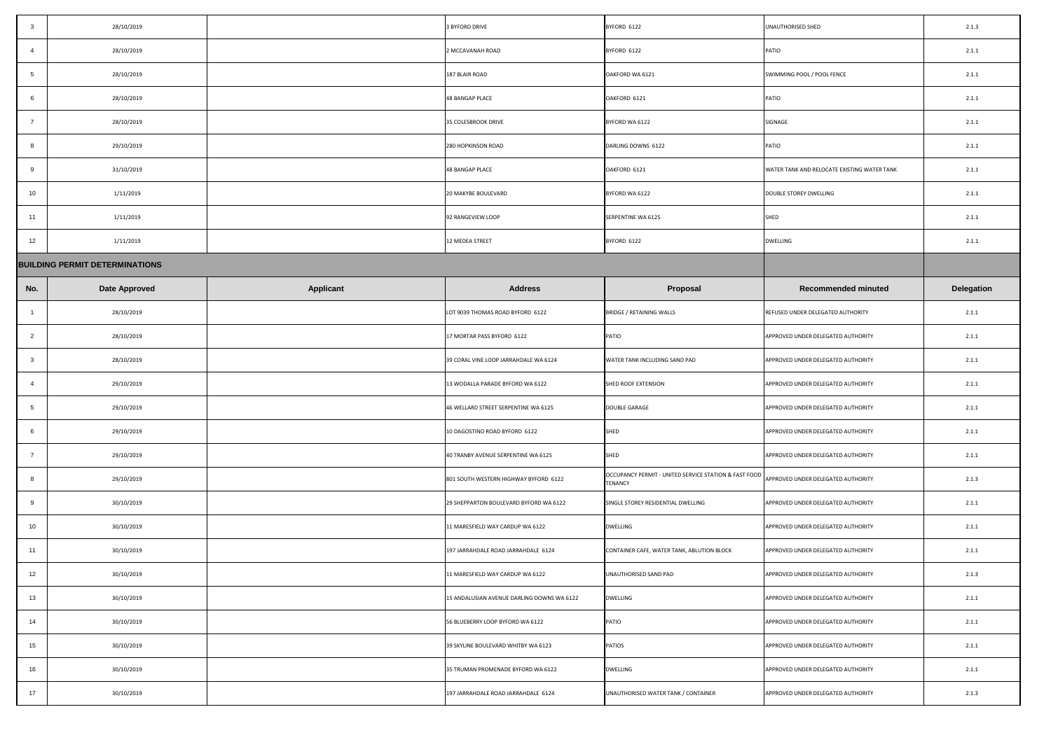| 3 | 28/10/2019 | | 3 BYFORD DRIVE | BYFORD 6122 | UNAUTHORISED SHED | 2.1.3 |
|---|---|---|---|---|---|---|
| 4 | 28/10/2019 | | 2 MCCAVANAH ROAD | BYFORD 6122 | PATIO | 2.1.1 |
| 5 | 28/10/2019 | | 187 BLAIR ROAD | OAKFORD WA 6121 | SWIMMING POOL / POOL FENCE | 2.1.1 |
| 6 | 28/10/2019 | | 48 BANGAP PLACE | OAKFORD 6121 | PATIO | 2.1.1 |
| 7 | 28/10/2019 | | 35 COLESBROOK DRIVE | BYFORD WA 6122 | SIGNAGE | 2.1.1 |
| 8 | 29/10/2019 | | 280 HOPKINSON ROAD | DARLING DOWNS 6122 | PATIO | 2.1.1 |
| 9 | 31/10/2019 | | 48 BANGAP PLACE | OAKFORD 6121 | WATER TANK AND RELOCATE EXISTING WATER TANK | 2.1.1 |
| 10 | 1/11/2019 | | 20 MAKYBE BOULEVARD | BYFORD WA 6122 | DOUBLE STOREY DWELLING | 2.1.1 |
| 11 | 1/11/2019 | | 92 RANGEVIEW LOOP | SERPENTINE WA 6125 | SHED | 2.1.1 |
| 12 | 1/11/2019 | | 12 MEDEA STREET | BYFORD 6122 | DWELLING | 2.1.1 |

**BUILDING PERMIT DETERMINATIONS**

| No. | Date Approved | Applicant | Address | Proposal | Recommended minuted | Delegation |
|---|---|---|---|---|---|---|
| 1 | 28/10/2019 | | LOT 9039 THOMAS ROAD BYFORD 6122 | BRIDGE / RETAINING WALLS | REFUSED UNDER DELEGATED AUTHORITY | 2.1.1 |
| 2 | 28/10/2019 | | 17 MORTAR PASS BYFORD 6122 | PATIO | APPROVED UNDER DELEGATED AUTHORITY | 2.1.1 |
| 3 | 28/10/2019 | | 39 CORAL VINE LOOP JARRAHDALE WA 6124 | WATER TANK INCLUDING SAND PAD | APPROVED UNDER DELEGATED AUTHORITY | 2.1.1 |
| 4 | 29/10/2019 | | 13 WODALLA PARADE BYFORD WA 6122 | SHED ROOF EXTENSION | APPROVED UNDER DELEGATED AUTHORITY | 2.1.1 |
| 5 | 29/10/2019 | | 46 WELLARD STREET SERPENTINE WA 6125 | DOUBLE GARAGE | APPROVED UNDER DELEGATED AUTHORITY | 2.1.1 |
| 6 | 29/10/2019 | | 10 DAGOSTINO ROAD BYFORD 6122 | SHED | APPROVED UNDER DELEGATED AUTHORITY | 2.1.1 |
| 7 | 29/10/2019 | | 40 TRANBY AVENUE SERPENTINE WA 6125 | SHED | APPROVED UNDER DELEGATED AUTHORITY | 2.1.1 |
| 8 | 29/10/2019 | | 801 SOUTH WESTERN HIGHWAY BYFORD 6122 | OCCUPANCY PERMIT - UNITED SERVICE STATION & FAST FOOD TENANCY | APPROVED UNDER DELEGATED AUTHORITY | 2.1.3 |
| 9 | 30/10/2019 | | 29 SHEPPARTON BOULEVARD BYFORD WA 6122 | SINGLE STOREY RESIDENTIAL DWELLING | APPROVED UNDER DELEGATED AUTHORITY | 2.1.1 |
| 10 | 30/10/2019 | | 11 MARESFIELD WAY CARDUP WA 6122 | DWELLING | APPROVED UNDER DELEGATED AUTHORITY | 2.1.1 |
| 11 | 30/10/2019 | | 197 JARRAHDALE ROAD JARRAHDALE 6124 | CONTAINER CAFE, WATER TANK, ABLUTION BLOCK | APPROVED UNDER DELEGATED AUTHORITY | 2.1.1 |
| 12 | 30/10/2019 | | 11 MARESFIELD WAY CARDUP WA 6122 | UNAUTHORISED SAND PAD | APPROVED UNDER DELEGATED AUTHORITY | 2.1.3 |
| 13 | 30/10/2019 | | 15 ANDALUSIAN AVENUE DARLING DOWNS WA 6122 | DWELLING | APPROVED UNDER DELEGATED AUTHORITY | 2.1.1 |
| 14 | 30/10/2019 | | 56 BLUEBERRY LOOP BYFORD WA 6122 | PATIO | APPROVED UNDER DELEGATED AUTHORITY | 2.1.1 |
| 15 | 30/10/2019 | | 39 SKYLINE BOULEVARD WHITBY WA 6123 | PATIOS | APPROVED UNDER DELEGATED AUTHORITY | 2.1.1 |
| 16 | 30/10/2019 | | 35 TRUMAN PROMENADE BYFORD WA 6122 | DWELLING | APPROVED UNDER DELEGATED AUTHORITY | 2.1.1 |
| 17 | 30/10/2019 | | 197 JARRAHDALE ROAD JARRAHDALE 6124 | UNAUTHORISED WATER TANK / CONTAINER | APPROVED UNDER DELEGATED AUTHORITY | 2.1.3 |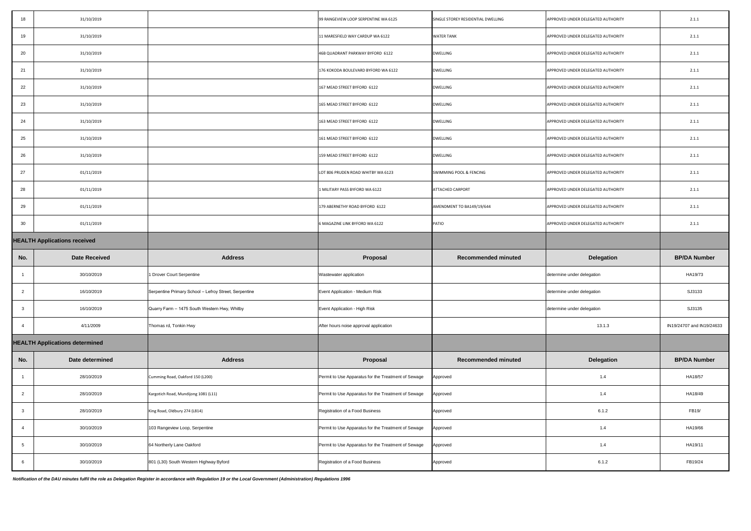| | | | | | | |
|---|---|---|---|---|---|---|
| 18 | 31/10/2019 | | 99 RANGEVIEW LOOP SERPENTINE WA 6125 | SINGLE STOREY RESIDENTIAL DWELLING | APPROVED UNDER DELEGATED AUTHORITY | 2.1.1 |
| 19 | 31/10/2019 | | 11 MARESFIELD WAY CARDUP WA 6122 | WATER TANK | APPROVED UNDER DELEGATED AUTHORITY | 2.1.1 |
| 20 | 31/10/2019 | | 46B QUADRANT PARKWAY BYFORD 6122 | DWELLING | APPROVED UNDER DELEGATED AUTHORITY | 2.1.1 |
| 21 | 31/10/2019 | | 176 KOKODA BOULEVARD BYFORD WA 6122 | DWELLING | APPROVED UNDER DELEGATED AUTHORITY | 2.1.1 |
| 22 | 31/10/2019 | | 167 MEAD STREET BYFORD 6122 | DWELLING | APPROVED UNDER DELEGATED AUTHORITY | 2.1.1 |
| 23 | 31/10/2019 | | 165 MEAD STREET BYFORD 6122 | DWELLING | APPROVED UNDER DELEGATED AUTHORITY | 2.1.1 |
| 24 | 31/10/2019 | | 163 MEAD STREET BYFORD 6122 | DWELLING | APPROVED UNDER DELEGATED AUTHORITY | 2.1.1 |
| 25 | 31/10/2019 | | 161 MEAD STREET BYFORD 6122 | DWELLING | APPROVED UNDER DELEGATED AUTHORITY | 2.1.1 |
| 26 | 31/10/2019 | | 159 MEAD STREET BYFORD 6122 | DWELLING | APPROVED UNDER DELEGATED AUTHORITY | 2.1.1 |
| 27 | 01/11/2019 | | LOT 806 PRUDEN ROAD WHITBY WA 6123 | SWIMMING POOL & FENCING | APPROVED UNDER DELEGATED AUTHORITY | 2.1.1 |
| 28 | 01/11/2019 | | 1 MILITARY PASS BYFORD WA 6122 | ATTACHED CARPORT | APPROVED UNDER DELEGATED AUTHORITY | 2.1.1 |
| 29 | 01/11/2019 | | 179 ABERNETHY ROAD BYFORD 6122 | AMENDMENT TO BA149/19/644 | APPROVED UNDER DELEGATED AUTHORITY | 2.1.1 |
| 30 | 01/11/2019 | | 6 MAGAZINE LINK BYFORD WA 6122 | PATIO | APPROVED UNDER DELEGATED AUTHORITY | 2.1.1 |

**HEALTH Applications received**

| No. | Date Received | Address | Proposal | Recommended minuted | Delegation | BP/DA Number |
|---|---|---|---|---|---|---|
| 1 | 30/10/2019 | 1 Drover Court Serpentine | Wastewater application | | determine under delegation | HA19/73 |
| 2 | 16/10/2019 | Serpentine Primary School – Lefroy Street, Serpentine | Event Application - Medium Risk | | determine under delegation | SJ3133 |
| 3 | 16/10/2019 | Quarry Farm – 1475 South Western Hwy, Whitby | Event Application - High Risk | | determine under delegation | SJ3135 |
| 4 | 4/11/2009 | Thomas rd, Tonkin Hwy | After hours noise approval application | | 13.1.3 | IN19/24707 and IN19/24633 |

**HEALTH Applications determined**

| No. | Date determined | Address | Proposal | Recommended minuted | Delegation | BP/DA Number |
|---|---|---|---|---|---|---|
| 1 | 28/10/2019 | Cumming Road, Oakford 150 (L200) | Permit to Use Apparatus for the Treatment of Sewage | Approved | 1.4 | HA18/57 |
| 2 | 28/10/2019 | Kargotich Road, Mundijong 1081 (L11) | Permit to Use Apparatus for the Treatment of Sewage | Approved | 1.4 | HA18/49 |
| 3 | 28/10/2019 | King Road, Oldbury 274 (L814) | Registration of a Food Business | Approved | 6.1.2 | FB19/ |
| 4 | 30/10/2019 | 103 Rangeview Loop, Serpentine | Permit to Use Apparatus for the Treatment of Sewage | Approved | 1.4 | HA19/66 |
| 5 | 30/10/2019 | 64 Northerly Lane Oakford | Permit to Use Apparatus for the Treatment of Sewage | Approved | 1.4 | HA19/11 |
| 6 | 30/10/2019 | 801 (L30) South Western Highway Byford | Registration of a Food Business | Approved | 6.1.2 | FB19/24 |

***Notification of the DAU minutes fulfil the role as Delegation Register in accordance with Regulation 19 or the Local Government (Administration) Regulations 1996***